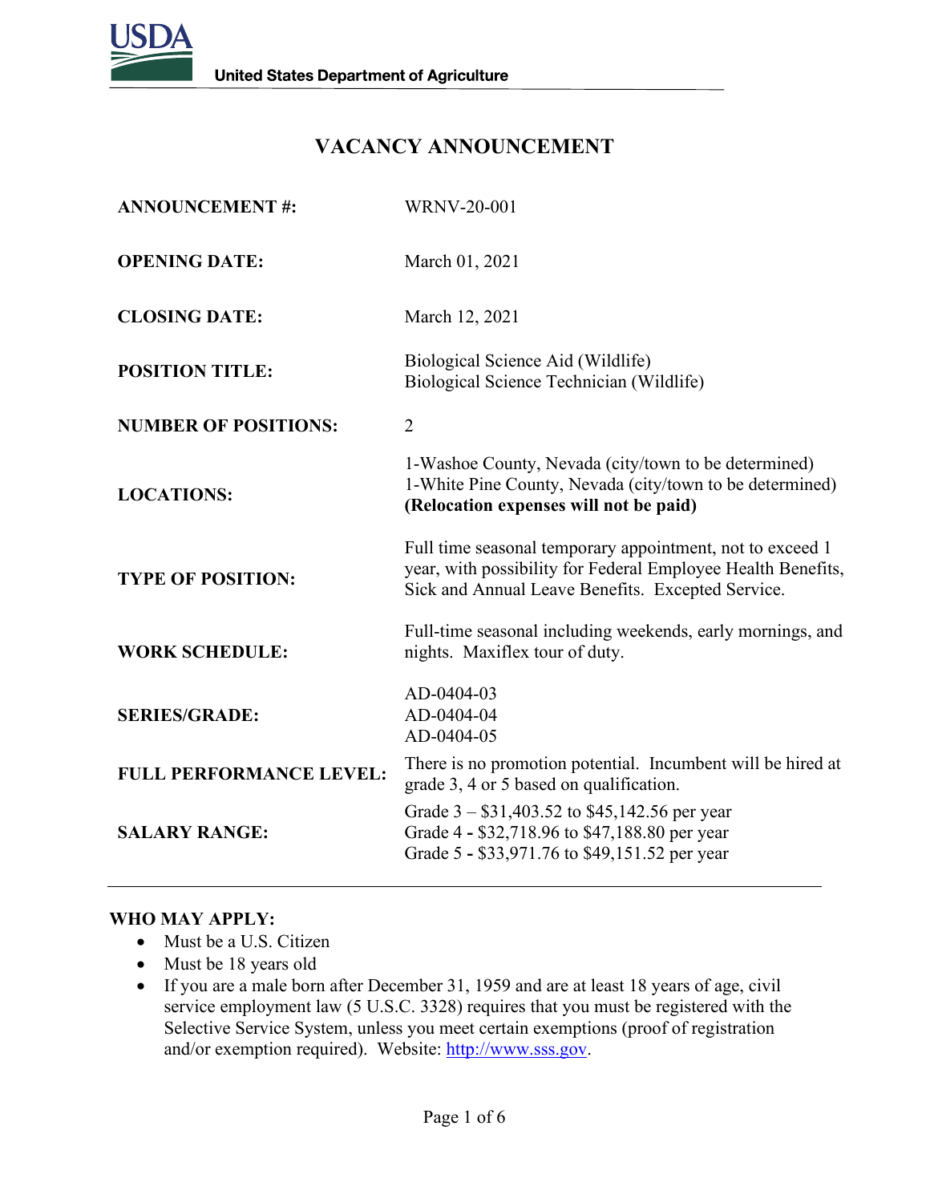USDA

United States Department of Agriculture

# VACANCY ANNOUNCEMENT

| | |
|---|---|
| **ANNOUNCEMENT #:** | WRNV-20-001 |
| **OPENING DATE:** | March 01, 2021 |
| **CLOSING DATE:** | March 12, 2021 |
| **POSITION TITLE:** | Biological Science Aid (Wildlife)<br>Biological Science Technician (Wildlife) |
| **NUMBER OF POSITIONS:** | 2 |
| **LOCATIONS:** | 1-Washoe County, Nevada (city/town to be determined)<br>1-White Pine County, Nevada (city/town to be determined)<br>**(Relocation expenses will not be paid)** |
| **TYPE OF POSITION:** | Full time seasonal temporary appointment, not to exceed 1 year, with possibility for Federal Employee Health Benefits, Sick and Annual Leave Benefits. Excepted Service. |
| **WORK SCHEDULE:** | Full-time seasonal including weekends, early mornings, and nights. Maxiflex tour of duty. |
| **SERIES/GRADE:** | AD-0404-03<br>AD-0404-04<br>AD-0404-05 |
| **FULL PERFORMANCE LEVEL:** | There is no promotion potential. Incumbent will be hired at grade 3, 4 or 5 based on qualification. |
| **SALARY RANGE:** | Grade 3 – $31,403.52 to $45,142.56 per year<br>Grade 4 - $32,718.96 to $47,188.80 per year<br>Grade 5 - $33,971.76 to $49,151.52 per year |

**WHO MAY APPLY:**

- Must be a U.S. Citizen
- Must be 18 years old
- If you are a male born after December 31, 1959 and are at least 18 years of age, civil service employment law (5 U.S.C. 3328) requires that you must be registered with the Selective Service System, unless you meet certain exemptions (proof of registration and/or exemption required). Website: http://www.sss.gov.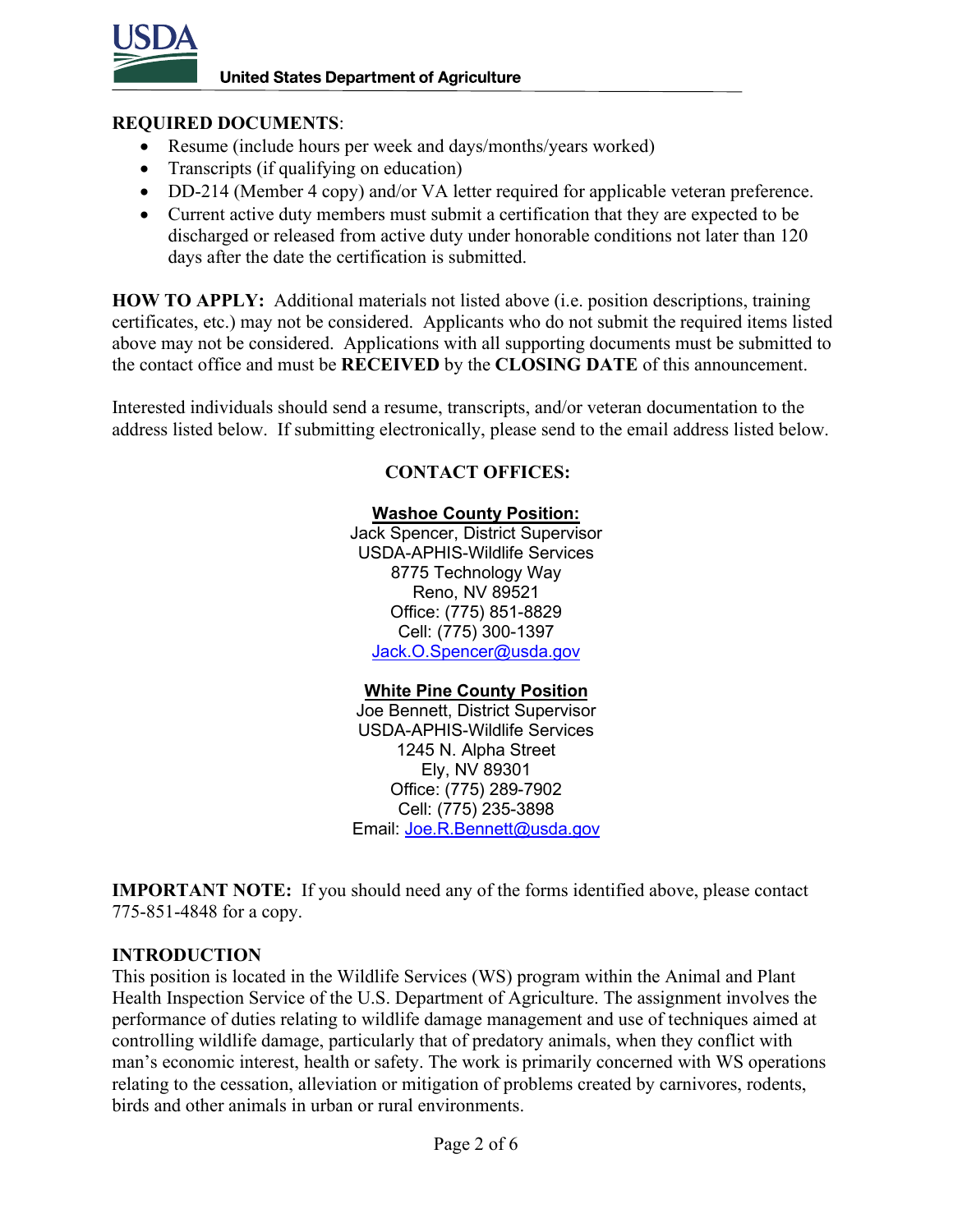**REQUIRED DOCUMENTS**:

- Resume (include hours per week and days/months/years worked)
- Transcripts (if qualifying on education)
- DD-214 (Member 4 copy) and/or VA letter required for applicable veteran preference.
- Current active duty members must submit a certification that they are expected to be discharged or released from active duty under honorable conditions not later than 120 days after the date the certification is submitted.

**HOW TO APPLY:** Additional materials not listed above (i.e. position descriptions, training certificates, etc.) may not be considered. Applicants who do not submit the required items listed above may not be considered. Applications with all supporting documents must be submitted to the contact office and must be **RECEIVED** by the **CLOSING DATE** of this announcement.

Interested individuals should send a resume, transcripts, and/or veteran documentation to the address listed below. If submitting electronically, please send to the email address listed below.

**CONTACT OFFICES:**

**Washoe County Position:**
Jack Spencer, District Supervisor
USDA-APHIS-Wildlife Services
8775 Technology Way
Reno, NV 89521
Office: (775) 851-8829
Cell: (775) 300-1397
Jack.O.Spencer@usda.gov

**White Pine County Position**
Joe Bennett, District Supervisor
USDA-APHIS-Wildlife Services
1245 N. Alpha Street
Ely, NV 89301
Office: (775) 289-7902
Cell: (775) 235-3898
Email: Joe.R.Bennett@usda.gov

**IMPORTANT NOTE:** If you should need any of the forms identified above, please contact 775-851-4848 for a copy.

**INTRODUCTION**

This position is located in the Wildlife Services (WS) program within the Animal and Plant Health Inspection Service of the U.S. Department of Agriculture. The assignment involves the performance of duties relating to wildlife damage management and use of techniques aimed at controlling wildlife damage, particularly that of predatory animals, when they conflict with man's economic interest, health or safety. The work is primarily concerned with WS operations relating to the cessation, alleviation or mitigation of problems created by carnivores, rodents, birds and other animals in urban or rural environments.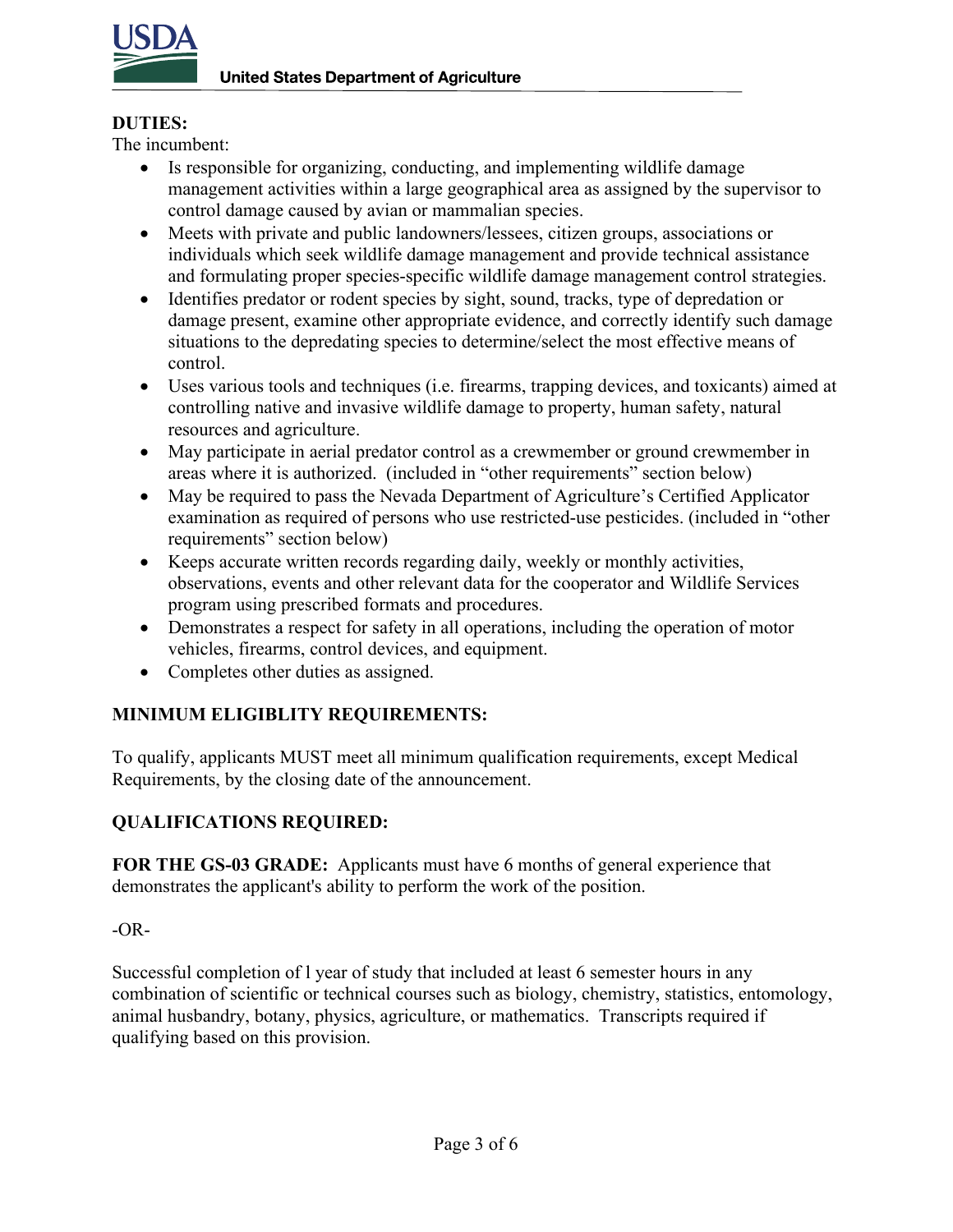**DUTIES:**

The incumbent:

- Is responsible for organizing, conducting, and implementing wildlife damage management activities within a large geographical area as assigned by the supervisor to control damage caused by avian or mammalian species.
- Meets with private and public landowners/lessees, citizen groups, associations or individuals which seek wildlife damage management and provide technical assistance and formulating proper species-specific wildlife damage management control strategies.
- Identifies predator or rodent species by sight, sound, tracks, type of depredation or damage present, examine other appropriate evidence, and correctly identify such damage situations to the depredating species to determine/select the most effective means of control.
- Uses various tools and techniques (i.e. firearms, trapping devices, and toxicants) aimed at controlling native and invasive wildlife damage to property, human safety, natural resources and agriculture.
- May participate in aerial predator control as a crewmember or ground crewmember in areas where it is authorized. (included in "other requirements" section below)
- May be required to pass the Nevada Department of Agriculture's Certified Applicator examination as required of persons who use restricted-use pesticides. (included in "other requirements" section below)
- Keeps accurate written records regarding daily, weekly or monthly activities, observations, events and other relevant data for the cooperator and Wildlife Services program using prescribed formats and procedures.
- Demonstrates a respect for safety in all operations, including the operation of motor vehicles, firearms, control devices, and equipment.
- Completes other duties as assigned.

**MINIMUM ELIGIBLITY REQUIREMENTS:**

To qualify, applicants MUST meet all minimum qualification requirements, except Medical Requirements, by the closing date of the announcement.

**QUALIFICATIONS REQUIRED:**

**FOR THE GS-03 GRADE:** Applicants must have 6 months of general experience that demonstrates the applicant's ability to perform the work of the position.

-OR-

Successful completion of l year of study that included at least 6 semester hours in any combination of scientific or technical courses such as biology, chemistry, statistics, entomology, animal husbandry, botany, physics, agriculture, or mathematics. Transcripts required if qualifying based on this provision.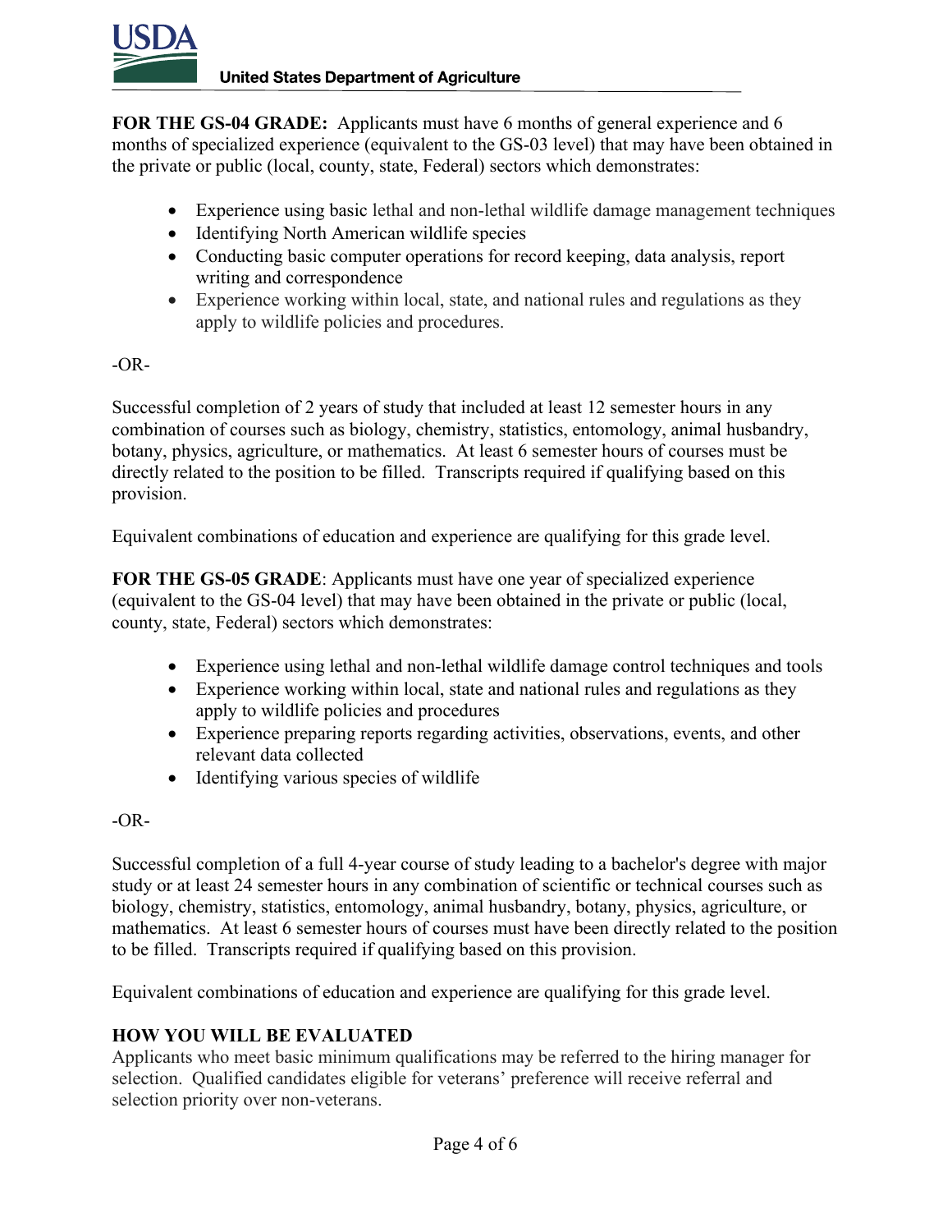**FOR THE GS-04 GRADE:** Applicants must have 6 months of general experience and 6 months of specialized experience (equivalent to the GS-03 level) that may have been obtained in the private or public (local, county, state, Federal) sectors which demonstrates:

- Experience using basic lethal and non-lethal wildlife damage management techniques
- Identifying North American wildlife species
- Conducting basic computer operations for record keeping, data analysis, report writing and correspondence
- Experience working within local, state, and national rules and regulations as they apply to wildlife policies and procedures.

-OR-

Successful completion of 2 years of study that included at least 12 semester hours in any combination of courses such as biology, chemistry, statistics, entomology, animal husbandry, botany, physics, agriculture, or mathematics. At least 6 semester hours of courses must be directly related to the position to be filled. Transcripts required if qualifying based on this provision.

Equivalent combinations of education and experience are qualifying for this grade level.

**FOR THE GS-05 GRADE**: Applicants must have one year of specialized experience (equivalent to the GS-04 level) that may have been obtained in the private or public (local, county, state, Federal) sectors which demonstrates:

- Experience using lethal and non-lethal wildlife damage control techniques and tools
- Experience working within local, state and national rules and regulations as they apply to wildlife policies and procedures
- Experience preparing reports regarding activities, observations, events, and other relevant data collected
- Identifying various species of wildlife

-OR-

Successful completion of a full 4-year course of study leading to a bachelor's degree with major study or at least 24 semester hours in any combination of scientific or technical courses such as biology, chemistry, statistics, entomology, animal husbandry, botany, physics, agriculture, or mathematics. At least 6 semester hours of courses must have been directly related to the position to be filled. Transcripts required if qualifying based on this provision.

Equivalent combinations of education and experience are qualifying for this grade level.

**HOW YOU WILL BE EVALUATED**

Applicants who meet basic minimum qualifications may be referred to the hiring manager for selection. Qualified candidates eligible for veterans' preference will receive referral and selection priority over non-veterans.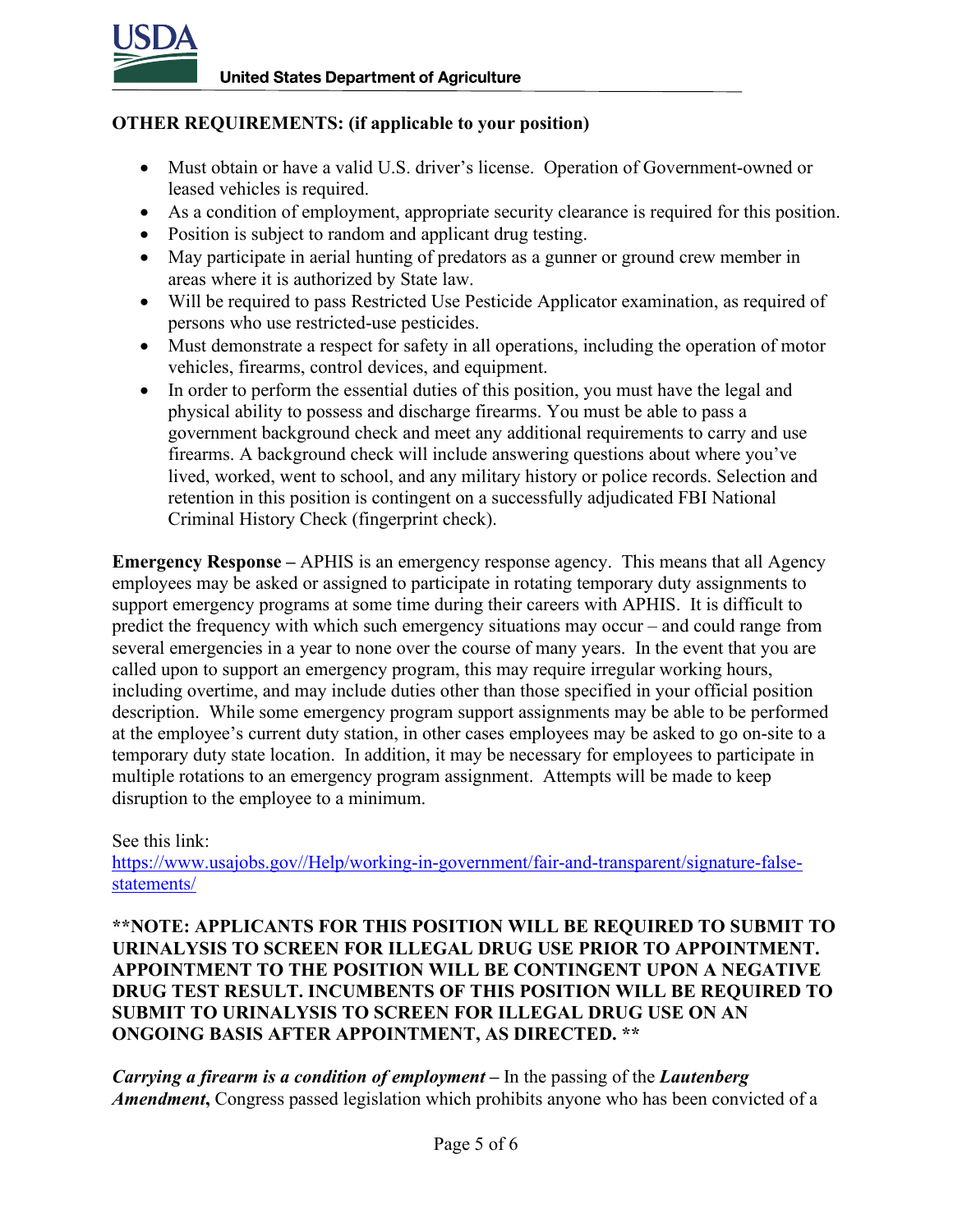**OTHER REQUIREMENTS: (if applicable to your position)**

- Must obtain or have a valid U.S. driver's license. Operation of Government-owned or leased vehicles is required.
- As a condition of employment, appropriate security clearance is required for this position.
- Position is subject to random and applicant drug testing.
- May participate in aerial hunting of predators as a gunner or ground crew member in areas where it is authorized by State law.
- Will be required to pass Restricted Use Pesticide Applicator examination, as required of persons who use restricted-use pesticides.
- Must demonstrate a respect for safety in all operations, including the operation of motor vehicles, firearms, control devices, and equipment.
- In order to perform the essential duties of this position, you must have the legal and physical ability to possess and discharge firearms. You must be able to pass a government background check and meet any additional requirements to carry and use firearms. A background check will include answering questions about where you've lived, worked, went to school, and any military history or police records. Selection and retention in this position is contingent on a successfully adjudicated FBI National Criminal History Check (fingerprint check).

**Emergency Response –** APHIS is an emergency response agency. This means that all Agency employees may be asked or assigned to participate in rotating temporary duty assignments to support emergency programs at some time during their careers with APHIS. It is difficult to predict the frequency with which such emergency situations may occur – and could range from several emergencies in a year to none over the course of many years. In the event that you are called upon to support an emergency program, this may require irregular working hours, including overtime, and may include duties other than those specified in your official position description. While some emergency program support assignments may be able to be performed at the employee's current duty station, in other cases employees may be asked to go on-site to a temporary duty state location. In addition, it may be necessary for employees to participate in multiple rotations to an emergency program assignment. Attempts will be made to keep disruption to the employee to a minimum.

See this link:
[https://www.usajobs.gov//Help/working-in-government/fair-and-transparent/signature-false-statements/](https://www.usajobs.gov//Help/working-in-government/fair-and-transparent/signature-false-statements/)

**\*\*NOTE: APPLICANTS FOR THIS POSITION WILL BE REQUIRED TO SUBMIT TO URINALYSIS TO SCREEN FOR ILLEGAL DRUG USE PRIOR TO APPOINTMENT. APPOINTMENT TO THE POSITION WILL BE CONTINGENT UPON A NEGATIVE DRUG TEST RESULT. INCUMBENTS OF THIS POSITION WILL BE REQUIRED TO SUBMIT TO URINALYSIS TO SCREEN FOR ILLEGAL DRUG USE ON AN ONGOING BASIS AFTER APPOINTMENT, AS DIRECTED. \*\***

***Carrying a firearm is a condition of employment* –** In the passing of the ***Lautenberg Amendment*,** Congress passed legislation which prohibits anyone who has been convicted of a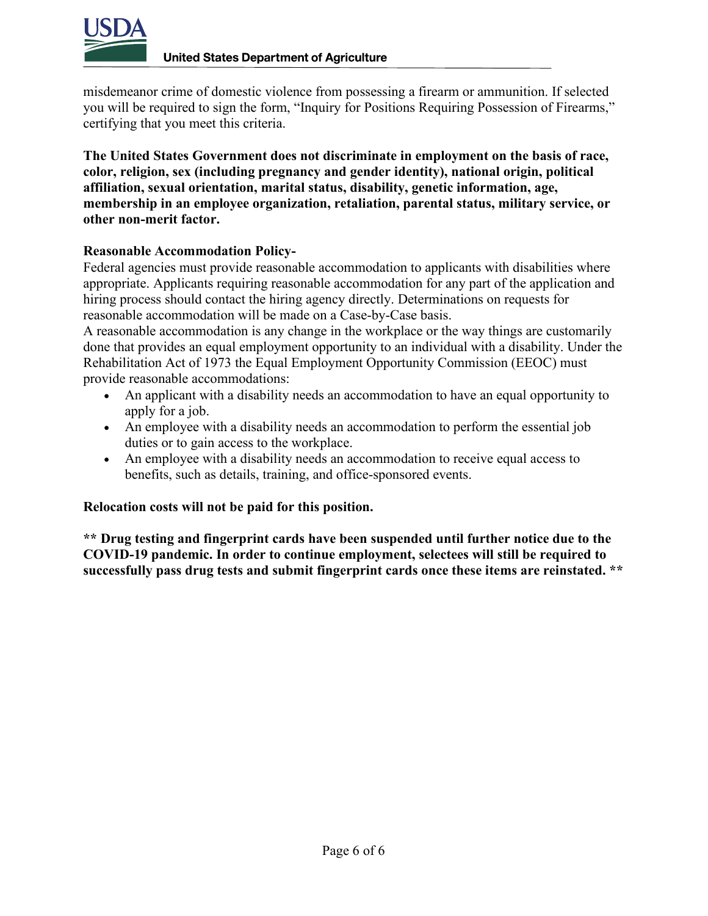misdemeanor crime of domestic violence from possessing a firearm or ammunition. If selected you will be required to sign the form, "Inquiry for Positions Requiring Possession of Firearms," certifying that you meet this criteria.

**The United States Government does not discriminate in employment on the basis of race, color, religion, sex (including pregnancy and gender identity), national origin, political affiliation, sexual orientation, marital status, disability, genetic information, age, membership in an employee organization, retaliation, parental status, military service, or other non-merit factor.**

**Reasonable Accommodation Policy-**

Federal agencies must provide reasonable accommodation to applicants with disabilities where appropriate. Applicants requiring reasonable accommodation for any part of the application and hiring process should contact the hiring agency directly. Determinations on requests for reasonable accommodation will be made on a Case-by-Case basis.

A reasonable accommodation is any change in the workplace or the way things are customarily done that provides an equal employment opportunity to an individual with a disability. Under the Rehabilitation Act of 1973 the Equal Employment Opportunity Commission (EEOC) must provide reasonable accommodations:

- An applicant with a disability needs an accommodation to have an equal opportunity to apply for a job.
- An employee with a disability needs an accommodation to perform the essential job duties or to gain access to the workplace.
- An employee with a disability needs an accommodation to receive equal access to benefits, such as details, training, and office-sponsored events.

**Relocation costs will not be paid for this position.**

**\*\* Drug testing and fingerprint cards have been suspended until further notice due to the COVID-19 pandemic. In order to continue employment, selectees will still be required to successfully pass drug tests and submit fingerprint cards once these items are reinstated. \*\***